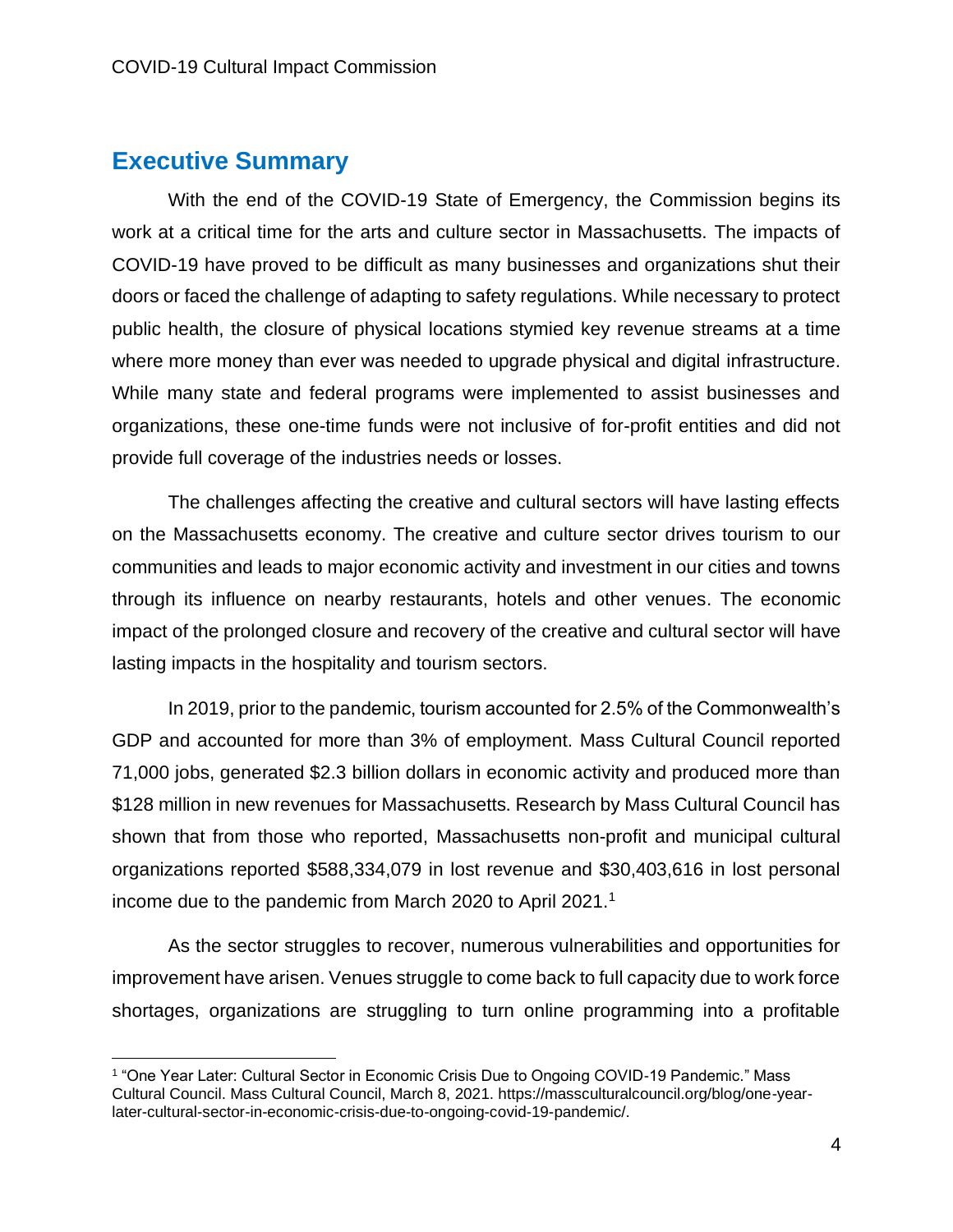## Executive Summary

With the end of the COVID-19 State of Emergency, the Commission begins its work at a critical time for the arts and culture sector in Massachusetts. The impacts of COVID-19 have proved to be difficult as many businesses and organizations shut their doors or faced the challenge of adapting to safety regulations. While necessary to protect public health, the closure of physical locations stymied key revenue streams at a time where more money than ever was needed to upgrade physical and digital infrastructure. While many state and federal programs were implemented to assist businesses and organizations, these one-time funds were not inclusive of for-profit entities and did not provide full coverage of the industries needs or losses.

The challenges affecting the creative and cultural sectors will have lasting effects on the Massachusetts economy. The creative and culture sector drives tourism to our communities and leads to major economic activity and investment in our cities and towns through its influence on nearby restaurants, hotels and other venues. The economic impact of the prolonged closure and recovery of the creative and cultural sector will have lasting impacts in the hospitality and tourism sectors.

In 2019, prior to the pandemic, tourism accounted for 2.5% of the Commonwealth's GDP and accounted for more than 3% of employment. Mass Cultural Council reported 71,000 jobs, generated $2.3 billion dollars in economic activity and produced more than $128 million in new revenues for Massachusetts. Research by Mass Cultural Council has shown that from those who reported, Massachusetts non-profit and municipal cultural organizations reported $588,334,079 in lost revenue and $30,403,616 in lost personal income due to the pandemic from March 2020 to April 2021.[1]

As the sector struggles to recover, numerous vulnerabilities and opportunities for improvement have arisen. Venues struggle to come back to full capacity due to work force shortages, organizations are struggling to turn online programming into a profitable

[1] "One Year Later: Cultural Sector in Economic Crisis Due to Ongoing COVID-19 Pandemic." Mass Cultural Council. Mass Cultural Council, March 8, 2021. https://massculturalcouncil.org/blog/one-year-later-cultural-sector-in-economic-crisis-due-to-ongoing-covid-19-pandemic/.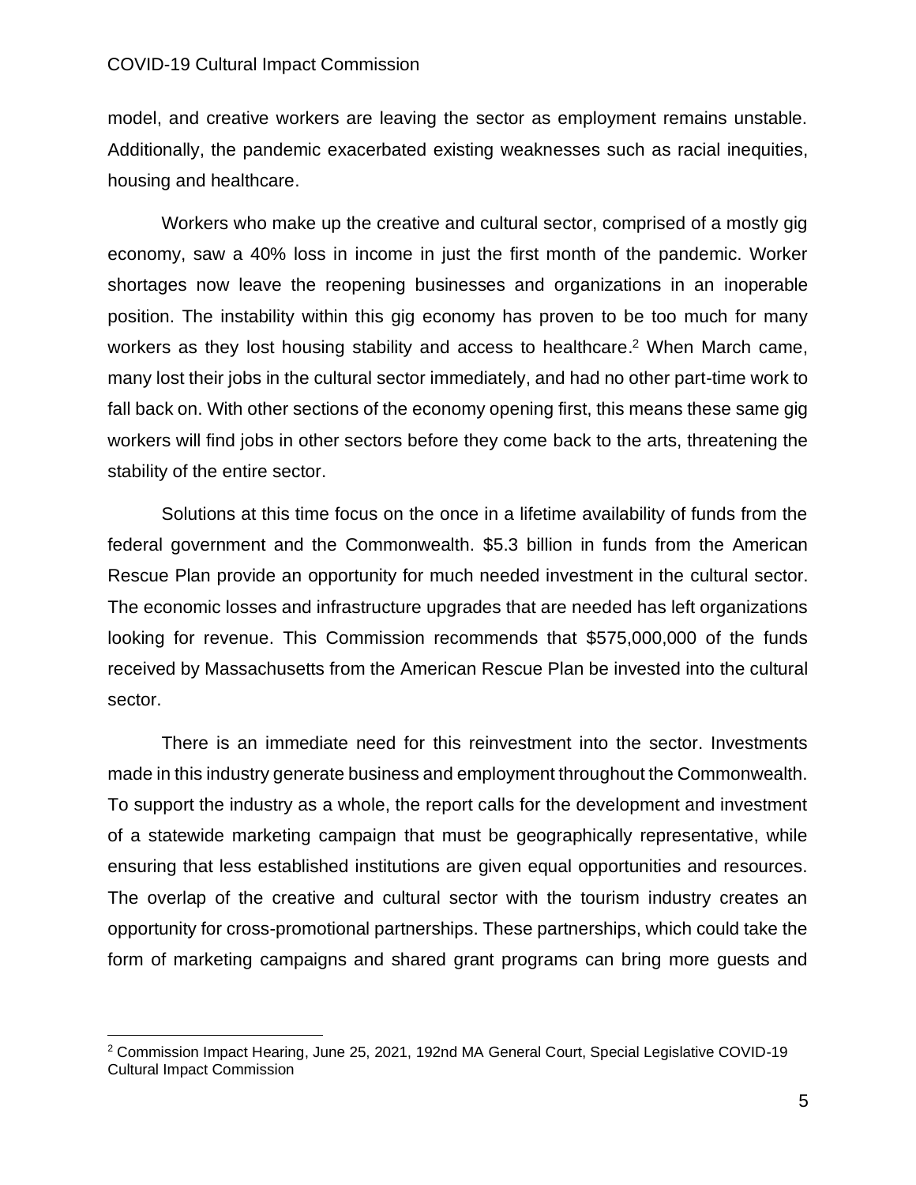model, and creative workers are leaving the sector as employment remains unstable. Additionally, the pandemic exacerbated existing weaknesses such as racial inequities, housing and healthcare.

Workers who make up the creative and cultural sector, comprised of a mostly gig economy, saw a 40% loss in income in just the first month of the pandemic. Worker shortages now leave the reopening businesses and organizations in an inoperable position. The instability within this gig economy has proven to be too much for many workers as they lost housing stability and access to healthcare.[2] When March came, many lost their jobs in the cultural sector immediately, and had no other part-time work to fall back on. With other sections of the economy opening first, this means these same gig workers will find jobs in other sectors before they come back to the arts, threatening the stability of the entire sector.

Solutions at this time focus on the once in a lifetime availability of funds from the federal government and the Commonwealth. $5.3 billion in funds from the American Rescue Plan provide an opportunity for much needed investment in the cultural sector. The economic losses and infrastructure upgrades that are needed has left organizations looking for revenue. This Commission recommends that $575,000,000 of the funds received by Massachusetts from the American Rescue Plan be invested into the cultural sector.

There is an immediate need for this reinvestment into the sector. Investments made in this industry generate business and employment throughout the Commonwealth. To support the industry as a whole, the report calls for the development and investment of a statewide marketing campaign that must be geographically representative, while ensuring that less established institutions are given equal opportunities and resources. The overlap of the creative and cultural sector with the tourism industry creates an opportunity for cross-promotional partnerships. These partnerships, which could take the form of marketing campaigns and shared grant programs can bring more guests and

[2] Commission Impact Hearing, June 25, 2021, 192nd MA General Court, Special Legislative COVID-19 Cultural Impact Commission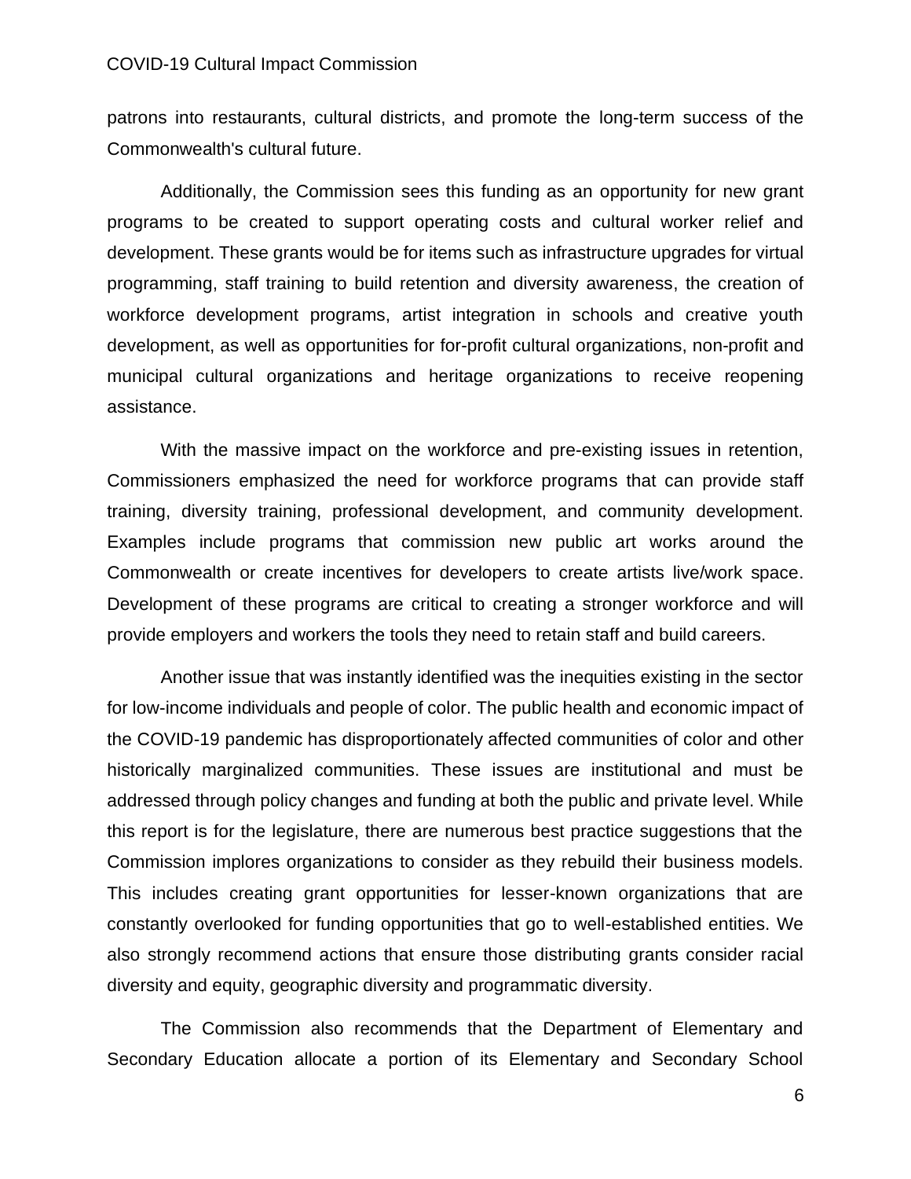patrons into restaurants, cultural districts, and promote the long-term success of the Commonwealth's cultural future.

Additionally, the Commission sees this funding as an opportunity for new grant programs to be created to support operating costs and cultural worker relief and development. These grants would be for items such as infrastructure upgrades for virtual programming, staff training to build retention and diversity awareness, the creation of workforce development programs, artist integration in schools and creative youth development, as well as opportunities for for-profit cultural organizations, non-profit and municipal cultural organizations and heritage organizations to receive reopening assistance.

With the massive impact on the workforce and pre-existing issues in retention, Commissioners emphasized the need for workforce programs that can provide staff training, diversity training, professional development, and community development. Examples include programs that commission new public art works around the Commonwealth or create incentives for developers to create artists live/work space. Development of these programs are critical to creating a stronger workforce and will provide employers and workers the tools they need to retain staff and build careers.

Another issue that was instantly identified was the inequities existing in the sector for low-income individuals and people of color. The public health and economic impact of the COVID-19 pandemic has disproportionately affected communities of color and other historically marginalized communities. These issues are institutional and must be addressed through policy changes and funding at both the public and private level. While this report is for the legislature, there are numerous best practice suggestions that the Commission implores organizations to consider as they rebuild their business models. This includes creating grant opportunities for lesser-known organizations that are constantly overlooked for funding opportunities that go to well-established entities. We also strongly recommend actions that ensure those distributing grants consider racial diversity and equity, geographic diversity and programmatic diversity.

The Commission also recommends that the Department of Elementary and Secondary Education allocate a portion of its Elementary and Secondary School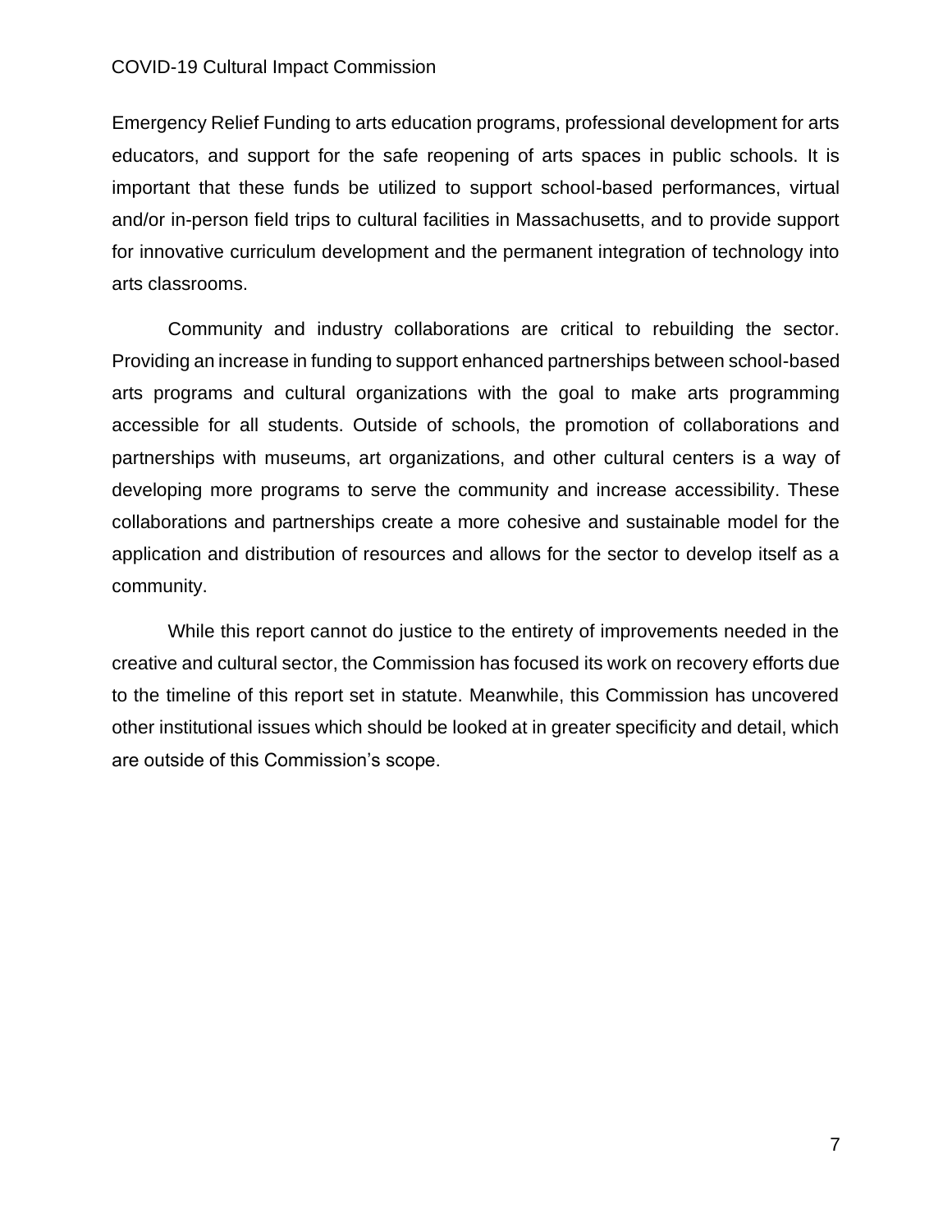Emergency Relief Funding to arts education programs, professional development for arts educators, and support for the safe reopening of arts spaces in public schools. It is important that these funds be utilized to support school-based performances, virtual and/or in-person field trips to cultural facilities in Massachusetts, and to provide support for innovative curriculum development and the permanent integration of technology into arts classrooms.

Community and industry collaborations are critical to rebuilding the sector. Providing an increase in funding to support enhanced partnerships between school-based arts programs and cultural organizations with the goal to make arts programming accessible for all students. Outside of schools, the promotion of collaborations and partnerships with museums, art organizations, and other cultural centers is a way of developing more programs to serve the community and increase accessibility. These collaborations and partnerships create a more cohesive and sustainable model for the application and distribution of resources and allows for the sector to develop itself as a community.

While this report cannot do justice to the entirety of improvements needed in the creative and cultural sector, the Commission has focused its work on recovery efforts due to the timeline of this report set in statute. Meanwhile, this Commission has uncovered other institutional issues which should be looked at in greater specificity and detail, which are outside of this Commission's scope.